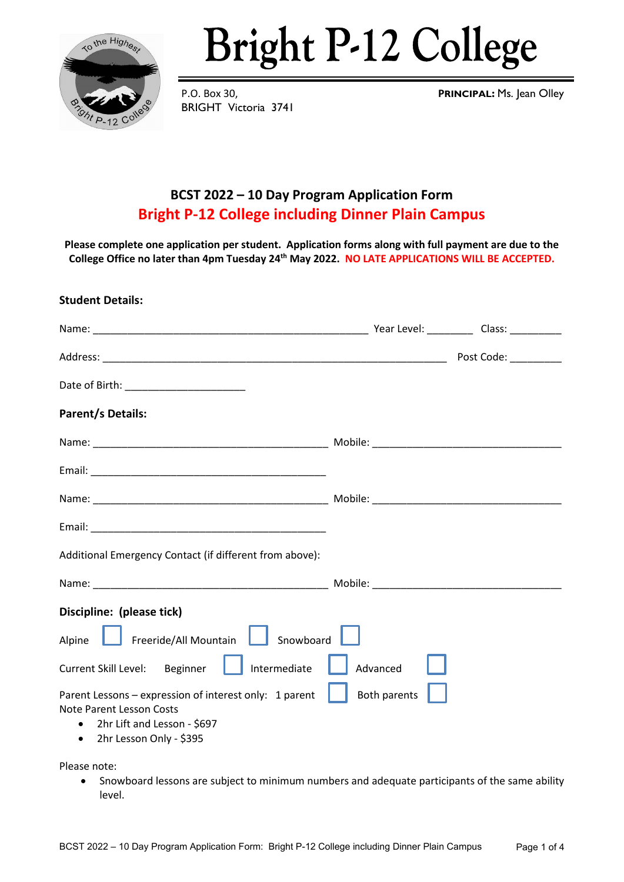# Bright P-12 College

P.O. Box 30,
BRIGHT Victoria 3741

**PRINCIPAL:** Ms. Jean Olley

## BCST 2022 – 10 Day Program Application Form
## Bright P-12 College including Dinner Plain Campus

**Please complete one application per student. Application forms along with full payment are due to the College Office no later than 4pm Tuesday 24th May 2022. NO LATE APPLICATIONS WILL BE ACCEPTED.**

**Student Details:**

Name: ______________________________________________ Year Level: ________ Class: _________

Address: _________________________________________________________ Post Code: _________

Date of Birth: ____________________

**Parent/s Details:**

Name: ________________________________________ Mobile: ________________________________

Email: ________________________________________

Name: ________________________________________ Mobile: ________________________________

Email: ________________________________________

Additional Emergency Contact (if different from above):

Name: ________________________________________ Mobile: ________________________________

**Discipline: (please tick)**

Alpine ☐ Freeride/All Mountain ☐ Snowboard ☐

Current Skill Level: Beginner ☐ Intermediate ☐ Advanced ☐

Parent Lessons – expression of interest only: 1 parent ☐ Both parents ☐

Note Parent Lesson Costs

- 2hr Lift and Lesson - $697
- 2hr Lesson Only - $395

Please note:

- Snowboard lessons are subject to minimum numbers and adequate participants of the same ability level.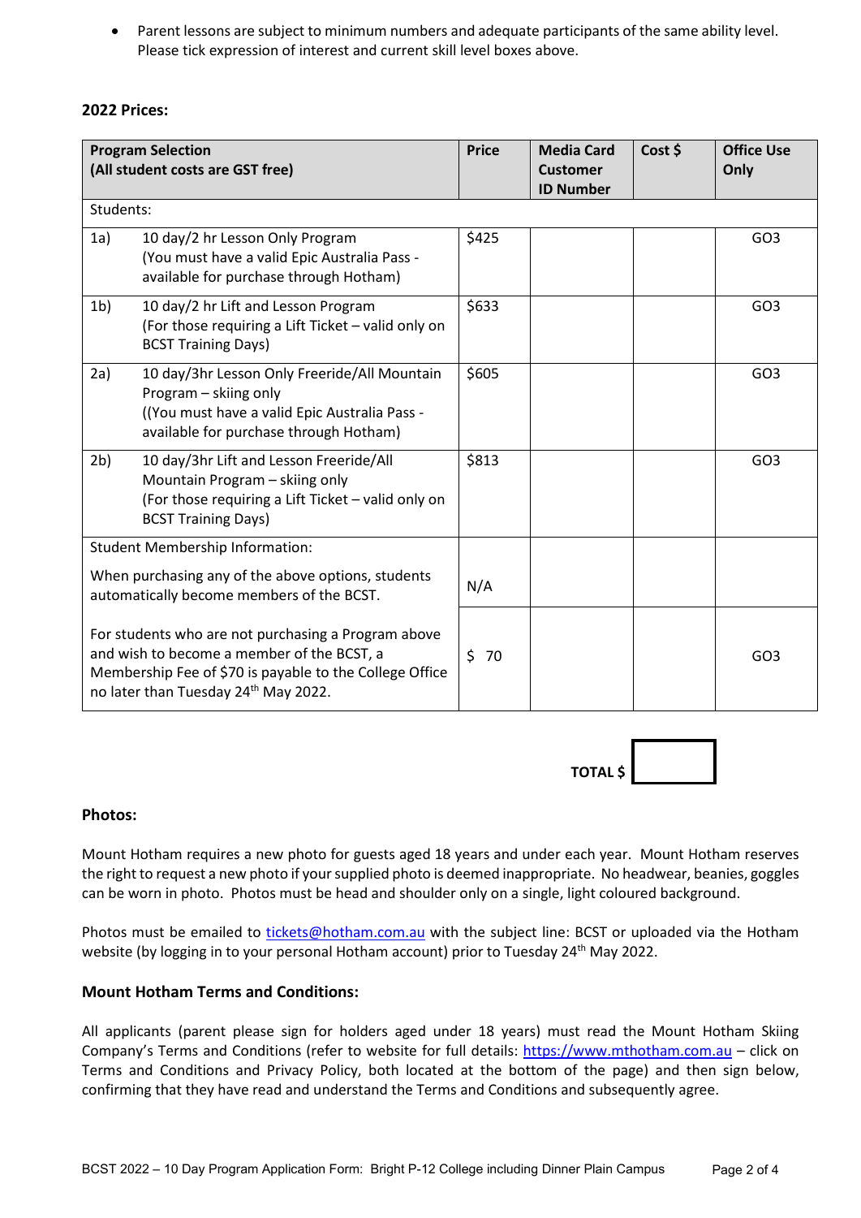- Parent lessons are subject to minimum numbers and adequate participants of the same ability level. Please tick expression of interest and current skill level boxes above.

**2022 Prices:**

| **Program Selection (All student costs are GST free)** | | **Price** | **Media Card Customer ID Number** | **Cost $** | **Office Use Only** |
|---|---|---|---|---|---|
| Students: | | | | | |
| 1a) | 10 day/2 hr Lesson Only Program (You must have a valid Epic Australia Pass - available for purchase through Hotham) | $425 | | | GO3 |
| 1b) | 10 day/2 hr Lift and Lesson Program (For those requiring a Lift Ticket – valid only on BCST Training Days) | $633 | | | GO3 |
| 2a) | 10 day/3hr Lesson Only Freeride/All Mountain Program – skiing only ((You must have a valid Epic Australia Pass - available for purchase through Hotham) | $605 | | | GO3 |
| 2b) | 10 day/3hr Lift and Lesson Freeride/All Mountain Program – skiing only (For those requiring a Lift Ticket – valid only on BCST Training Days) | $813 | | | GO3 |
| Student Membership Information: When purchasing any of the above options, students automatically become members of the BCST. | | N/A | | | |
| For students who are not purchasing a Program above and wish to become a member of the BCST, a Membership Fee of $70 is payable to the College Office no later than Tuesday 24th May 2022. | | $ 70 | | | GO3 |

**TOTAL $** ________

**Photos:**

Mount Hotham requires a new photo for guests aged 18 years and under each year. Mount Hotham reserves the right to request a new photo if your supplied photo is deemed inappropriate. No headwear, beanies, goggles can be worn in photo. Photos must be head and shoulder only on a single, light coloured background.

Photos must be emailed to tickets@hotham.com.au with the subject line: BCST or uploaded via the Hotham website (by logging in to your personal Hotham account) prior to Tuesday 24th May 2022.

**Mount Hotham Terms and Conditions:**

All applicants (parent please sign for holders aged under 18 years) must read the Mount Hotham Skiing Company's Terms and Conditions (refer to website for full details: https://www.mthotham.com.au – click on Terms and Conditions and Privacy Policy, both located at the bottom of the page) and then sign below, confirming that they have read and understand the Terms and Conditions and subsequently agree.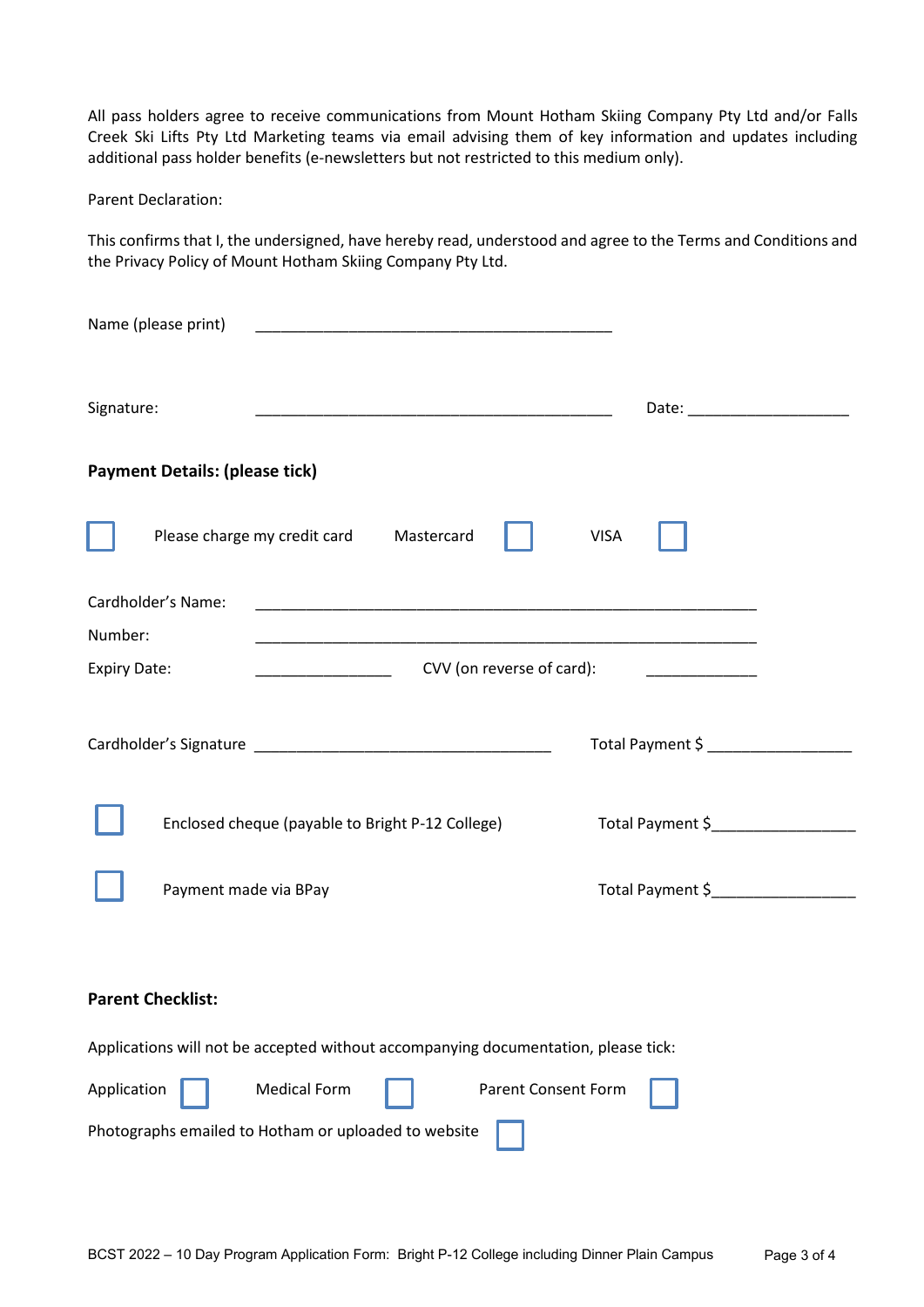All pass holders agree to receive communications from Mount Hotham Skiing Company Pty Ltd and/or Falls Creek Ski Lifts Pty Ltd Marketing teams via email advising them of key information and updates including additional pass holder benefits (e-newsletters but not restricted to this medium only).

Parent Declaration:

This confirms that I, the undersigned, have hereby read, understood and agree to the Terms and Conditions and the Privacy Policy of Mount Hotham Skiing Company Pty Ltd.

Name (please print) ___________________________________________

Signature: ___________________________________________ Date: ___________________

**Payment Details: (please tick)**

☐ Please charge my credit card Mastercard ☐ VISA ☐

Cardholder's Name: ____________________________________________________________

Number: ____________________________________________________________

Expiry Date: ________________ CVV (on reverse of card): _____________

Cardholder's Signature ___________________________________ Total Payment $ _________________

☐ Enclosed cheque (payable to Bright P-12 College) Total Payment $_________________

☐ Payment made via BPay Total Payment $_________________

**Parent Checklist:**

Applications will not be accepted without accompanying documentation, please tick:

Application ☐ Medical Form ☐ Parent Consent Form ☐

Photographs emailed to Hotham or uploaded to website ☐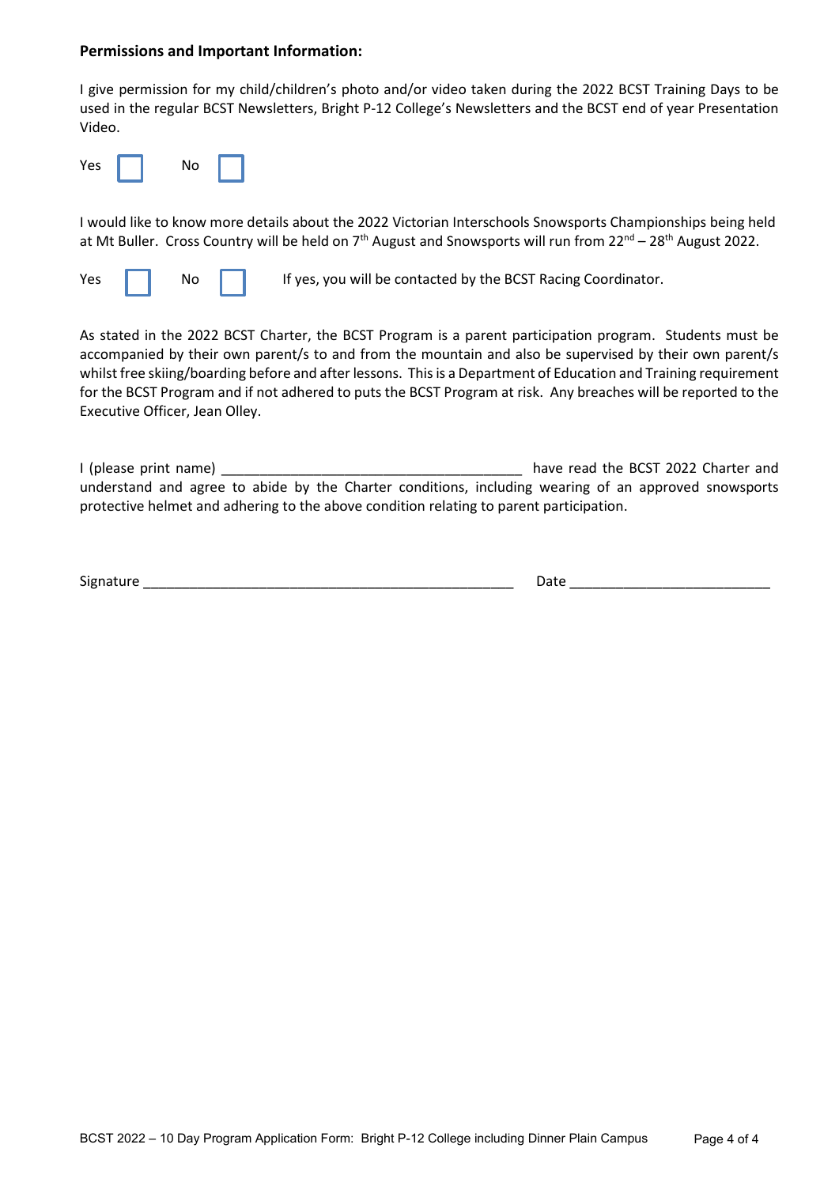**Permissions and Important Information:**

I give permission for my child/children's photo and/or video taken during the 2022 BCST Training Days to be used in the regular BCST Newsletters, Bright P-12 College's Newsletters and the BCST end of year Presentation Video.

Yes ☐ No ☐

I would like to know more details about the 2022 Victorian Interschools Snowsports Championships being held at Mt Buller. Cross Country will be held on 7th August and Snowsports will run from 22nd – 28th August 2022.

Yes ☐ No ☐ If yes, you will be contacted by the BCST Racing Coordinator.

As stated in the 2022 BCST Charter, the BCST Program is a parent participation program. Students must be accompanied by their own parent/s to and from the mountain and also be supervised by their own parent/s whilst free skiing/boarding before and after lessons. This is a Department of Education and Training requirement for the BCST Program and if not adhered to puts the BCST Program at risk. Any breaches will be reported to the Executive Officer, Jean Olley.

I (please print name) ______________________________________ have read the BCST 2022 Charter and understand and agree to abide by the Charter conditions, including wearing of an approved snowsports protective helmet and adhering to the above condition relating to parent participation.

Signature _______________________________________________ Date _________________________